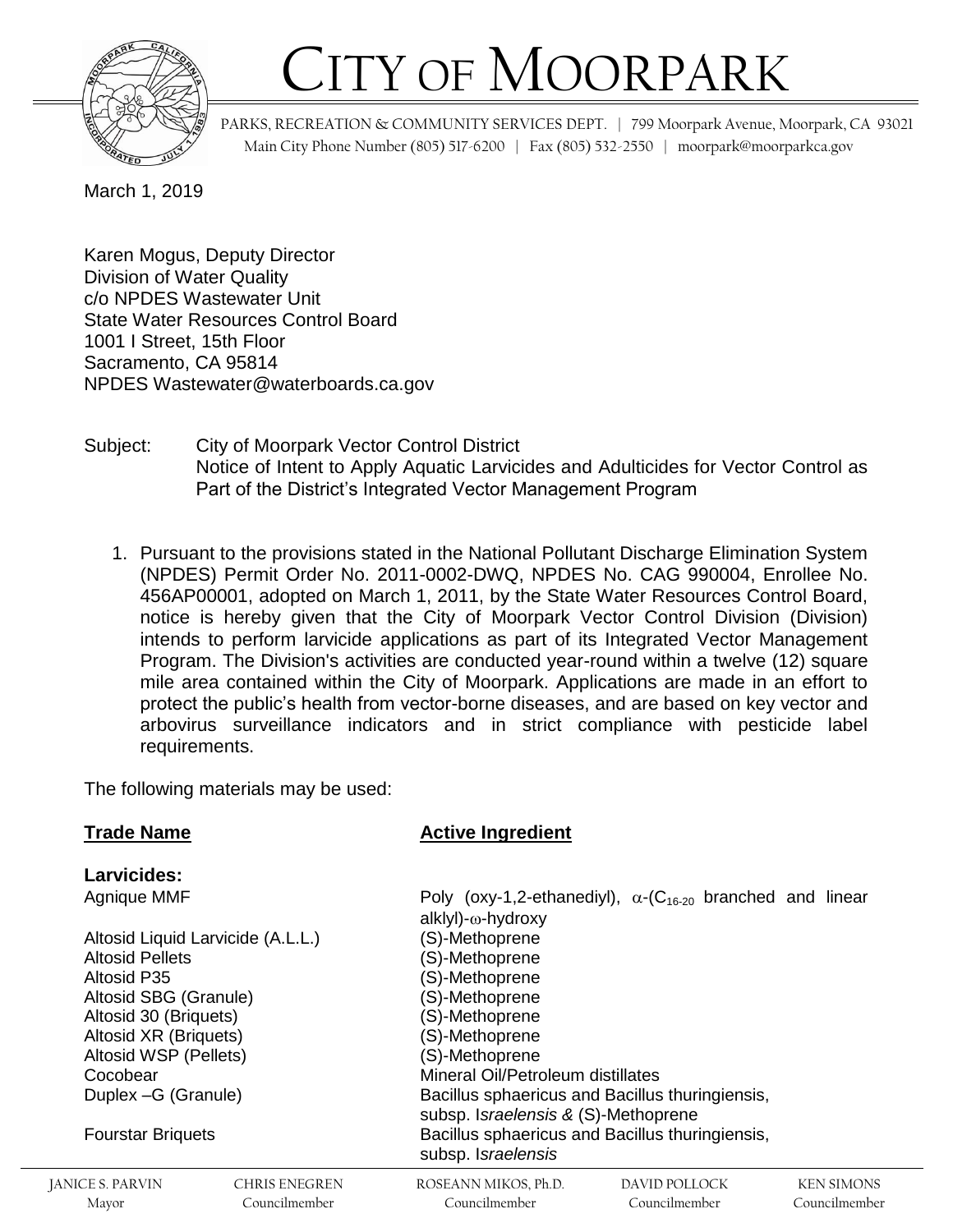# CITY OF MOORPARK

PARKS, RECREATION & COMMUNITY SERVICES DEPT. | 799 Moorpark Avenue, Moorpark, CA 93021
Main City Phone Number (805) 517-6200 | Fax (805) 532-2550 | moorpark@moorparkca.gov

March 1, 2019

Karen Mogus, Deputy Director
Division of Water Quality
c/o NPDES Wastewater Unit
State Water Resources Control Board
1001 I Street, 15th Floor
Sacramento, CA 95814
NPDES Wastewater@waterboards.ca.gov

Subject: City of Moorpark Vector Control District
Notice of Intent to Apply Aquatic Larvicides and Adulticides for Vector Control as Part of the District's Integrated Vector Management Program

1. Pursuant to the provisions stated in the National Pollutant Discharge Elimination System (NPDES) Permit Order No. 2011-0002-DWQ, NPDES No. CAG 990004, Enrollee No. 456AP00001, adopted on March 1, 2011, by the State Water Resources Control Board, notice is hereby given that the City of Moorpark Vector Control Division (Division) intends to perform larvicide applications as part of its Integrated Vector Management Program. The Division's activities are conducted year-round within a twelve (12) square mile area contained within the City of Moorpark. Applications are made in an effort to protect the public's health from vector-borne diseases, and are based on key vector and arbovirus surveillance indicators and in strict compliance with pesticide label requirements.

The following materials may be used:

| **Trade Name** | **Active Ingredient** |
|---|---|
| **Larvicides:** | |
| Agnique MMF | Poly (oxy-1,2-ethanediyl), $\alpha$-($C_{16\text{-}20}$ branched and linear alklyl)-$\omega$-hydroxy |
| Altosid Liquid Larvicide (A.L.L.) | (S)-Methoprene |
| Altosid Pellets | (S)-Methoprene |
| Altosid P35 | (S)-Methoprene |
| Altosid SBG (Granule) | (S)-Methoprene |
| Altosid 30 (Briquets) | (S)-Methoprene |
| Altosid XR (Briquets) | (S)-Methoprene |
| Altosid WSP (Pellets) | (S)-Methoprene |
| Cocobear | Mineral Oil/Petroleum distillates |
| Duplex –G (Granule) | Bacillus sphaericus and Bacillus thuringiensis, subsp. I*sraelensis &* (S)-Methoprene |
| Fourstar Briquets | Bacillus sphaericus and Bacillus thuringiensis, subsp. I*sraelensis* |

JANICE S. PARVIN, Mayor | CHRIS ENEGREN, Councilmember | ROSEANN MIKOS, Ph.D., Councilmember | DAVID POLLOCK, Councilmember | KEN SIMONS, Councilmember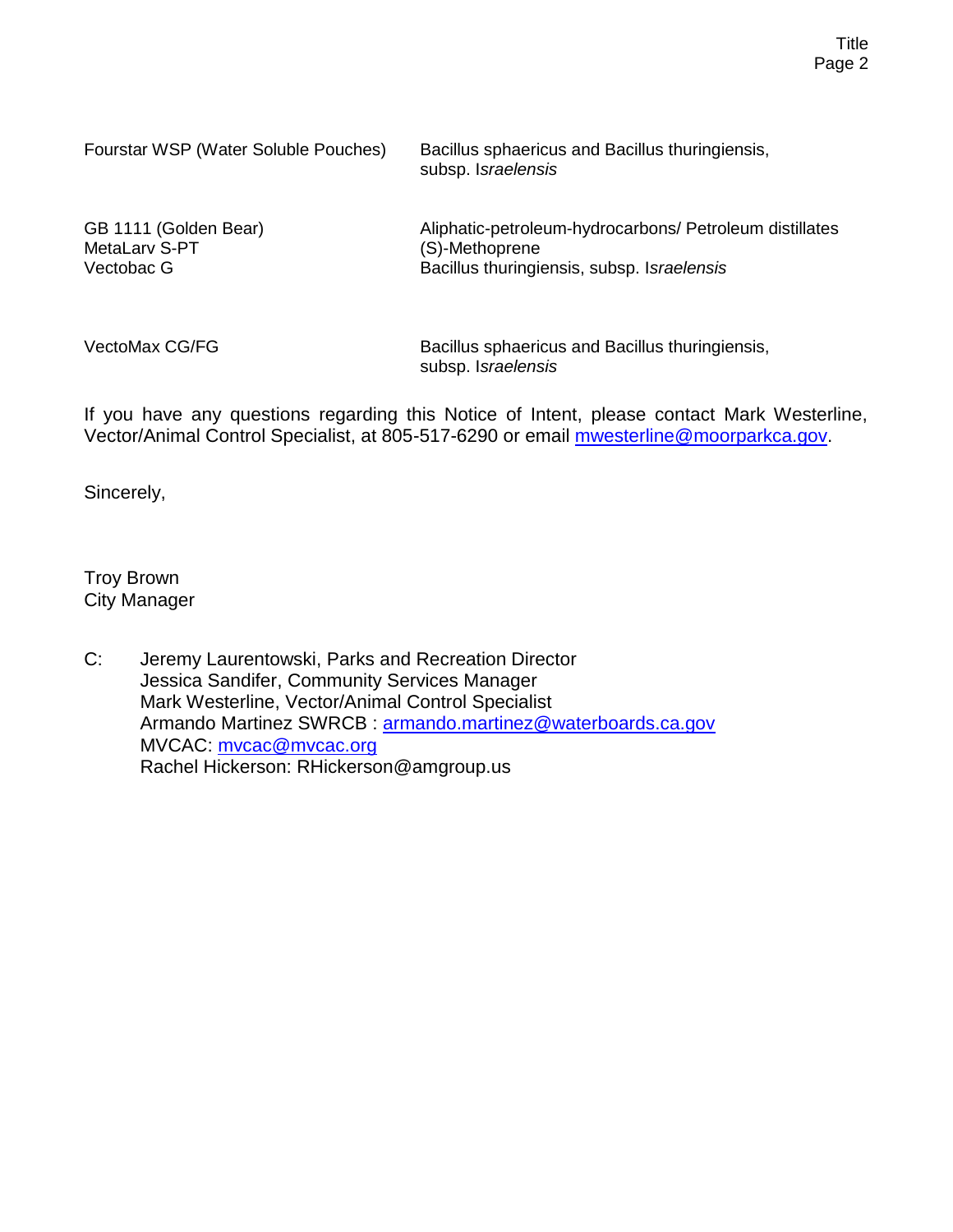| | |
|---|---|
| Fourstar WSP (Water Soluble Pouches) | Bacillus sphaericus and Bacillus thuringiensis, subsp. I*sraelensis* |
| GB 1111 (Golden Bear) | Aliphatic-petroleum-hydrocarbons/ Petroleum distillates |
| MetaLarv S-PT | (S)-Methoprene |
| Vectobac G | Bacillus thuringiensis, subsp. I*sraelensis* |
| VectoMax CG/FG | Bacillus sphaericus and Bacillus thuringiensis, subsp. I*sraelensis* |

If you have any questions regarding this Notice of Intent, please contact Mark Westerline, Vector/Animal Control Specialist, at 805-517-6290 or email mwesterline@moorparkca.gov.

Sincerely,

Troy Brown
City Manager

C: Jeremy Laurentowski, Parks and Recreation Director
Jessica Sandifer, Community Services Manager
Mark Westerline, Vector/Animal Control Specialist
Armando Martinez SWRCB : armando.martinez@waterboards.ca.gov
MVCAC: mvcac@mvcac.org
Rachel Hickerson: RHickerson@amgroup.us